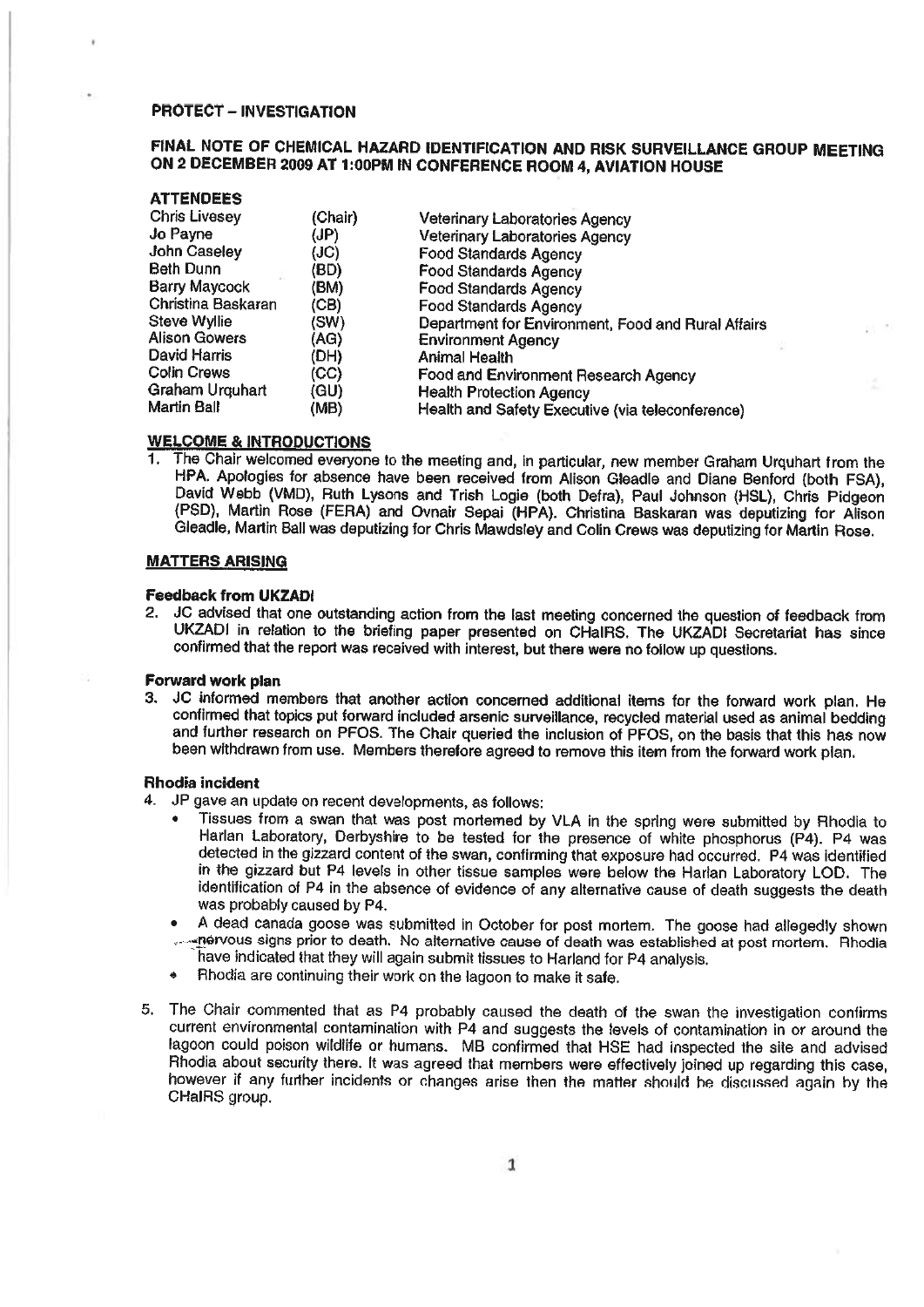**PROTECT – INVESTIGATION**

# FINAL NOTE OF CHEMICAL HAZARD IDENTIFICATION AND RISK SURVEILLANCE GROUP MEETING ON 2 DECEMBER 2009 AT 1:00PM IN CONFERENCE ROOM 4, AVIATION HOUSE

## ATTENDEES

| | | |
|---|---|---|
| Chris Livesey | (Chair) | Veterinary Laboratories Agency |
| Jo Payne | (JP) | Veterinary Laboratories Agency |
| John Caseley | (JC) | Food Standards Agency |
| Beth Dunn | (BD) | Food Standards Agency |
| Barry Maycock | (BM) | Food Standards Agency |
| Christina Baskaran | (CB) | Food Standards Agency |
| Steve Wyllie | (SW) | Department for Environment, Food and Rural Affairs |
| Alison Gowers | (AG) | Environment Agency |
| David Harris | (DH) | Animal Health |
| Colin Crews | (CC) | Food and Environment Research Agency |
| Graham Urquhart | (GU) | Health Protection Agency |
| Martin Ball | (MB) | Health and Safety Executive (via teleconference) |

## WELCOME & INTRODUCTIONS

1. The Chair welcomed everyone to the meeting and, in particular, new member Graham Urquhart from the HPA. Apologies for absence have been received from Alison Gleadle and Diane Benford (both FSA), David Webb (VMD), Ruth Lysons and Trish Logie (both Defra), Paul Johnson (HSL), Chris Pidgeon (PSD), Martin Rose (FERA) and Ovnair Sepai (HPA). Christina Baskaran was deputizing for Alison Gleadle, Martin Ball was deputizing for Chris Mawdsley and Colin Crews was deputizing for Martin Rose.

## MATTERS ARISING

### Feedback from UKZADI

2. JC advised that one outstanding action from the last meeting concerned the question of feedback from UKZADI in relation to the briefing paper presented on CHaIRS. The UKZADI Secretariat has since confirmed that the report was received with interest, but there were no follow up questions.

### Forward work plan

3. JC informed members that another action concerned additional items for the forward work plan. He confirmed that topics put forward included arsenic surveillance, recycled material used as animal bedding and further research on PFOS. The Chair queried the inclusion of PFOS, on the basis that this has now been withdrawn from use. Members therefore agreed to remove this item from the forward work plan.

### Rhodia incident

4. JP gave an update on recent developments, as follows:
   - Tissues from a swan that was post mortemed by VLA in the spring were submitted by Rhodia to Harlan Laboratory, Derbyshire to be tested for the presence of white phosphorus (P4). P4 was detected in the gizzard content of the swan, confirming that exposure had occurred. P4 was identified in the gizzard but P4 levels in other tissue samples were below the Harlan Laboratory LOD. The identification of P4 in the absence of evidence of any alternative cause of death suggests the death was probably caused by P4.
   - A dead canada goose was submitted in October for post mortem. The goose had allegedly shown nervous signs prior to death. No alternative cause of death was established at post mortem. Rhodia have indicated that they will again submit tissues to Harland for P4 analysis.
   - Rhodia are continuing their work on the lagoon to make it safe.

5. The Chair commented that as P4 probably caused the death of the swan the investigation confirms current environmental contamination with P4 and suggests the levels of contamination in or around the lagoon could poison wildlife or humans. MB confirmed that HSE had inspected the site and advised Rhodia about security there. It was agreed that members were effectively joined up regarding this case, however if any further incidents or changes arise then the matter should be discussed again by the CHaIRS group.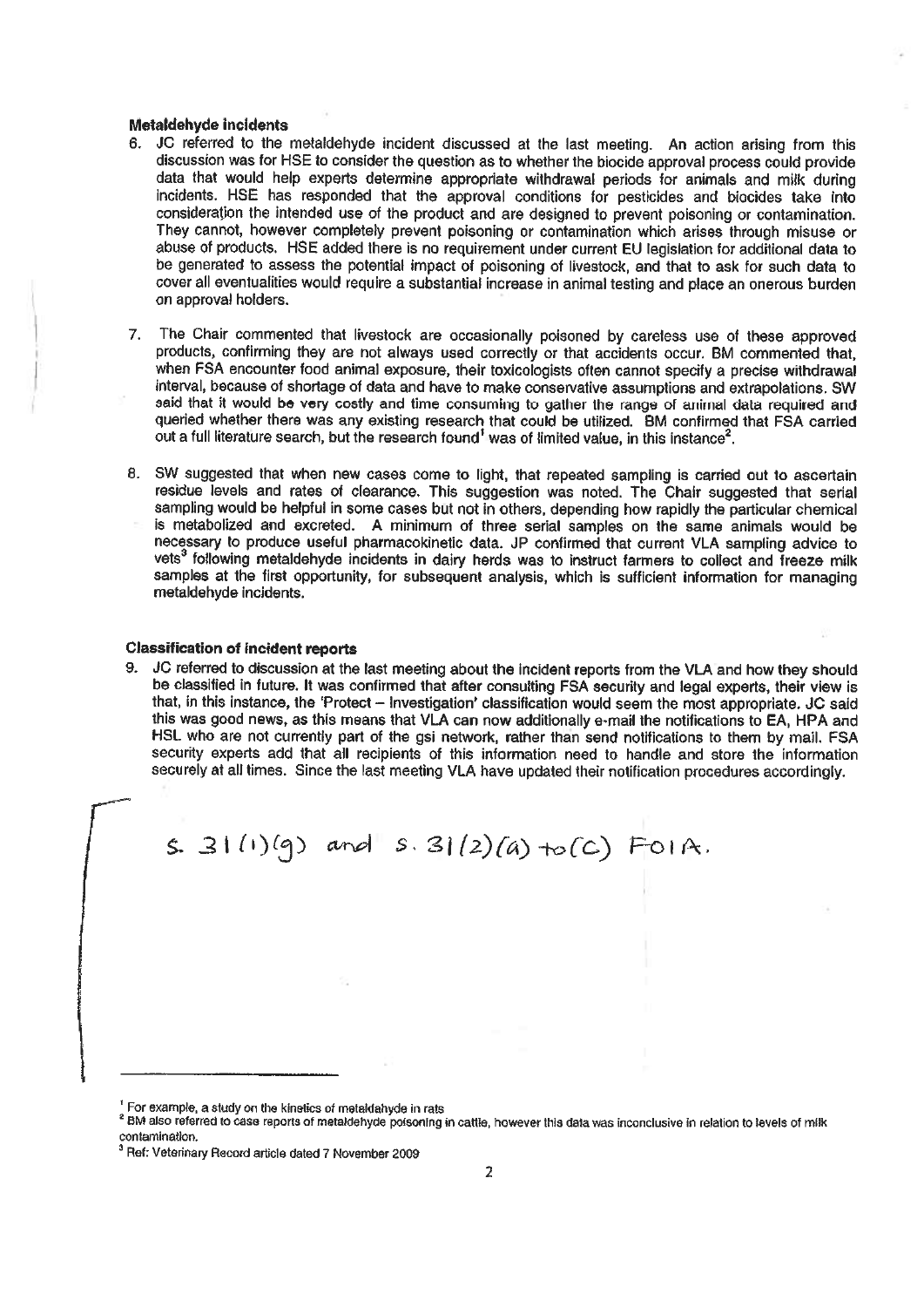### Metaldehyde incidents

6. JC referred to the metaldehyde incident discussed at the last meeting. An action arising from this discussion was for HSE to consider the question as to whether the biocide approval process could provide data that would help experts determine appropriate withdrawal periods for animals and milk during incidents. HSE has responded that the approval conditions for pesticides and biocides take into consideration the intended use of the product and are designed to prevent poisoning or contamination. They cannot, however completely prevent poisoning or contamination which arises through misuse or abuse of products. HSE added there is no requirement under current EU legislation for additional data to be generated to assess the potential impact of poisoning of livestock, and that to ask for such data to cover all eventualities would require a substantial increase in animal testing and place an onerous burden on approval holders.

7. The Chair commented that livestock are occasionally poisoned by careless use of these approved products, confirming they are not always used correctly or that accidents occur. BM commented that, when FSA encounter food animal exposure, their toxicologists often cannot specify a precise withdrawal interval, because of shortage of data and have to make conservative assumptions and extrapolations. SW said that it would be very costly and time consuming to gather the range of animal data required and queried whether there was any existing research that could be utilized. BM confirmed that FSA carried out a full literature search, but the research found[1] was of limited value, in this instance[2].

8. SW suggested that when new cases come to light, that repeated sampling is carried out to ascertain residue levels and rates of clearance. This suggestion was noted. The Chair suggested that serial sampling would be helpful in some cases but not in others, depending how rapidly the particular chemical is metabolized and excreted. A minimum of three serial samples on the same animals would be necessary to produce useful pharmacokinetic data. JP confirmed that current VLA sampling advice to vets[3] following metaldehyde incidents in dairy herds was to instruct farmers to collect and freeze milk samples at the first opportunity, for subsequent analysis, which is sufficient information for managing metaldehyde incidents.

### Classification of incident reports

9. JC referred to discussion at the last meeting about the incident reports from the VLA and how they should be classified in future. It was confirmed that after consulting FSA security and legal experts, their view is that, in this instance, the 'Protect – Investigation' classification would seem the most appropriate. JC said this was good news, as this means that VLA can now additionally e-mail the notifications to EA, HPA and HSL who are not currently part of the gsi network, rather than send notifications to them by mail. FSA security experts add that all recipients of this information need to handle and store the information securely at all times. Since the last meeting VLA have updated their notification procedures accordingly.

s. 31(1)(g) and s. 31(2)(a) to (c) FOIA.

---

[1] For example, a study on the kinetics of metaldehyde in rats

[2] BM also referred to case reports of metaldehyde poisoning in cattle, however this data was inconclusive in relation to levels of milk contamination.

[3] Ref: Veterinary Record article dated 7 November 2009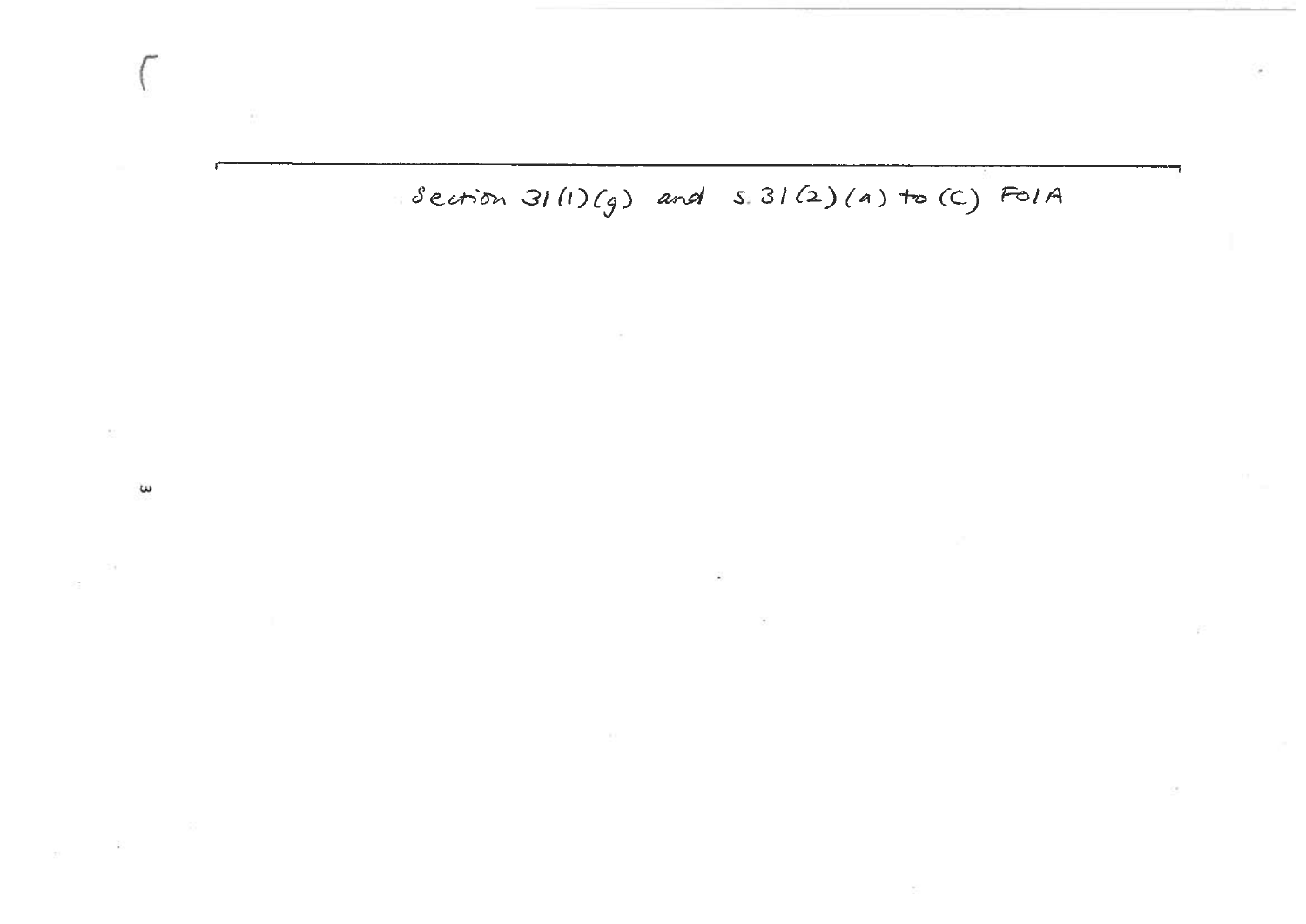Section 31(1)(g) and s. 31(2)(a) to (c) FoIA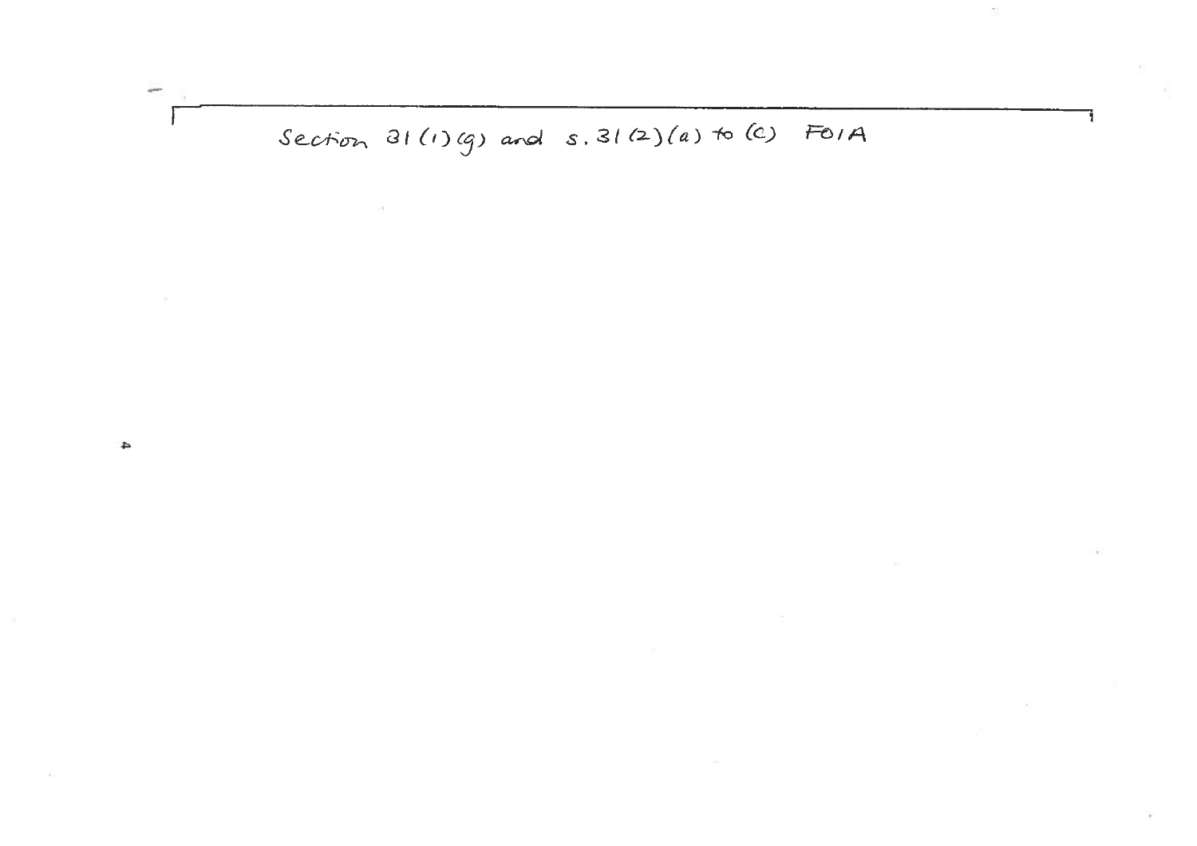Section 31(1)(g) and s.31(2)(a) to (c) FOIA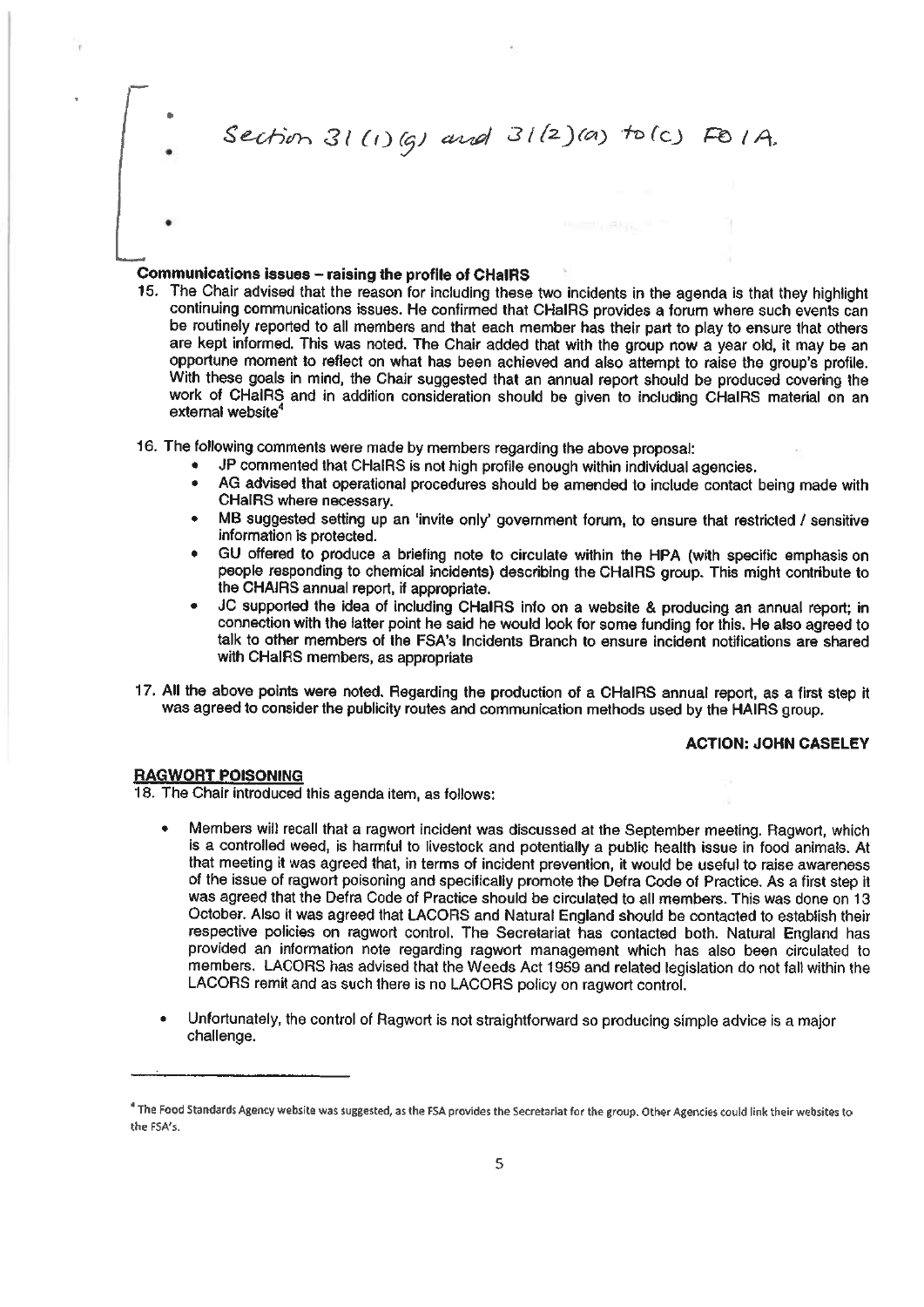- 
- Section 31(1)(g) and 31(2)(a) to (c) FOIA.
- 

**Communications issues – raising the profile of CHaIRS**

15. The Chair advised that the reason for including these two incidents in the agenda is that they highlight continuing communications issues. He confirmed that CHaIRS provides a forum where such events can be routinely reported to all members and that each member has their part to play to ensure that others are kept informed. This was noted. The Chair added that with the group now a year old, it may be an opportune moment to reflect on what has been achieved and also attempt to raise the group's profile. With these goals in mind, the Chair suggested that an annual report should be produced covering the work of CHaIRS and in addition consideration should be given to including CHaIRS material on an external website[4]

16. The following comments were made by members regarding the above proposal:
    - JP commented that CHaIRS is not high profile enough within individual agencies.
    - AG advised that operational procedures should be amended to include contact being made with CHaIRS where necessary.
    - MB suggested setting up an 'invite only' government forum, to ensure that restricted / sensitive information is protected.
    - GU offered to produce a briefing note to circulate within the HPA (with specific emphasis on people responding to chemical incidents) describing the CHaIRS group. This might contribute to the CHAIRS annual report, if appropriate.
    - JC supported the idea of including CHaIRS info on a website & producing an annual report; in connection with the latter point he said he would look for some funding for this. He also agreed to talk to other members of the FSA's Incidents Branch to ensure incident notifications are shared with CHaIRS members, as appropriate

17. All the above points were noted. Regarding the production of a CHaIRS annual report, as a first step it was agreed to consider the publicity routes and communication methods used by the HAIRS group.

**ACTION: JOHN CASELEY**

**RAGWORT POISONING**

18. The Chair introduced this agenda item, as follows:

    - Members will recall that a ragwort incident was discussed at the September meeting. Ragwort, which is a controlled weed, is harmful to livestock and potentially a public health issue in food animals. At that meeting it was agreed that, in terms of incident prevention, it would be useful to raise awareness of the issue of ragwort poisoning and specifically promote the Defra Code of Practice. As a first step it was agreed that the Defra Code of Practice should be circulated to all members. This was done on 13 October. Also it was agreed that LACORS and Natural England should be contacted to establish their respective policies on ragwort control. The Secretariat has contacted both. Natural England has provided an information note regarding ragwort management which has also been circulated to members. LACORS has advised that the Weeds Act 1959 and related legislation do not fall within the LACORS remit and as such there is no LACORS policy on ragwort control.

    - Unfortunately, the control of Ragwort is not straightforward so producing simple advice is a major challenge.

---

[4] The Food Standards Agency website was suggested, as the FSA provides the Secretariat for the group. Other Agencies could link their websites to the FSA's.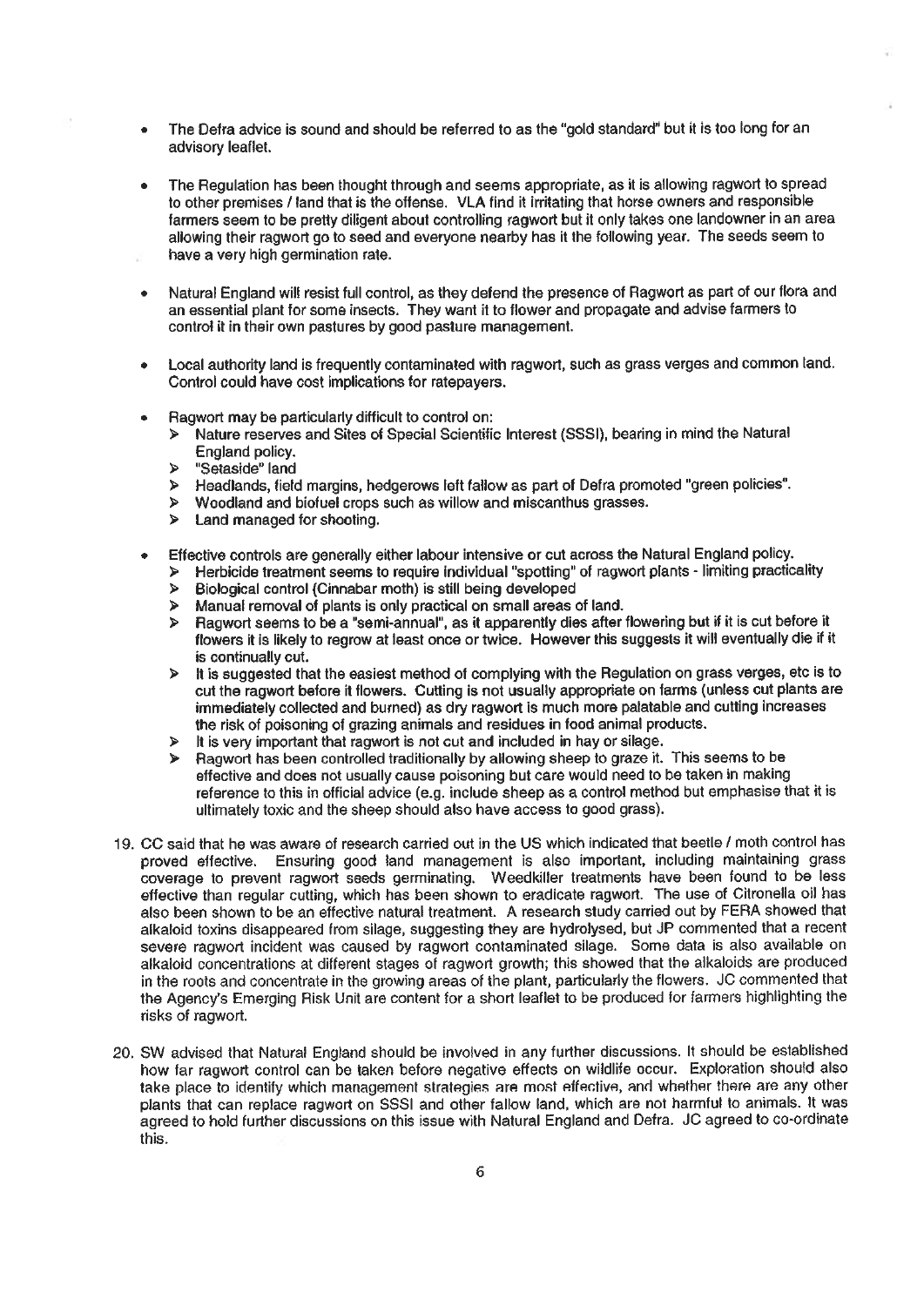- The Defra advice is sound and should be referred to as the "gold standard" but it is too long for an advisory leaflet.

- The Regulation has been thought through and seems appropriate, as it is allowing ragwort to spread to other premises / land that is the offense. VLA find it irritating that horse owners and responsible farmers seem to be pretty diligent about controlling ragwort but it only takes one landowner in an area allowing their ragwort go to seed and everyone nearby has it the following year. The seeds seem to have a very high germination rate.

- Natural England will resist full control, as they defend the presence of Ragwort as part of our flora and an essential plant for some insects. They want it to flower and propagate and advise farmers to control it in their own pastures by good pasture management.

- Local authority land is frequently contaminated with ragwort, such as grass verges and common land. Control could have cost implications for ratepayers.

- Ragwort may be particularly difficult to control on:
  - Nature reserves and Sites of Special Scientific Interest (SSSI), bearing in mind the Natural England policy.
  - "Setaside" land
  - Headlands, field margins, hedgerows left fallow as part of Defra promoted "green policies".
  - Woodland and biofuel crops such as willow and miscanthus grasses.
  - Land managed for shooting.

- Effective controls are generally either labour intensive or cut across the Natural England policy.
  - Herbicide treatment seems to require individual "spotting" of ragwort plants - limiting practicality
  - Biological control (Cinnabar moth) is still being developed
  - Manual removal of plants is only practical on small areas of land.
  - Ragwort seems to be a "semi-annual", as it apparently dies after flowering but if it is cut before it flowers it is likely to regrow at least once or twice. However this suggests it will eventually die if it is continually cut.
  - It is suggested that the easiest method of complying with the Regulation on grass verges, etc is to cut the ragwort before it flowers. Cutting is not usually appropriate on farms (unless cut plants are immediately collected and burned) as dry ragwort is much more palatable and cutting increases the risk of poisoning of grazing animals and residues in food animal products.
  - It is very important that ragwort is not cut and included in hay or silage.
  - Ragwort has been controlled traditionally by allowing sheep to graze it. This seems to be effective and does not usually cause poisoning but care would need to be taken in making reference to this in official advice (e.g. include sheep as a control method but emphasise that it is ultimately toxic and the sheep should also have access to good grass).

19. CC said that he was aware of research carried out in the US which indicated that beetle / moth control has proved effective. Ensuring good land management is also important, including maintaining grass coverage to prevent ragwort seeds germinating. Weedkiller treatments have been found to be less effective than regular cutting, which has been shown to eradicate ragwort. The use of Citronella oil has also been shown to be an effective natural treatment. A research study carried out by FERA showed that alkaloid toxins disappeared from silage, suggesting they are hydrolysed, but JP commented that a recent severe ragwort incident was caused by ragwort contaminated silage. Some data is also available on alkaloid concentrations at different stages of ragwort growth; this showed that the alkaloids are produced in the roots and concentrate in the growing areas of the plant, particularly the flowers. JC commented that the Agency's Emerging Risk Unit are content for a short leaflet to be produced for farmers highlighting the risks of ragwort.

20. SW advised that Natural England should be involved in any further discussions. It should be established how far ragwort control can be taken before negative effects on wildlife occur. Exploration should also take place to identify which management strategies are most effective, and whether there are any other plants that can replace ragwort on SSSI and other fallow land, which are not harmful to animals. It was agreed to hold further discussions on this issue with Natural England and Defra. JC agreed to co-ordinate this.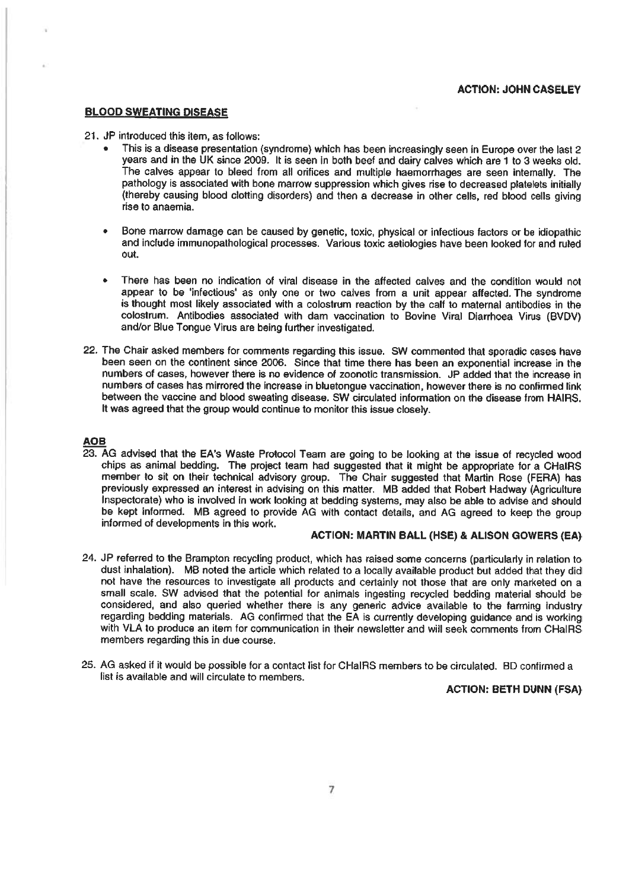**ACTION: JOHN CASELEY**

**BLOOD SWEATING DISEASE**

21. JP introduced this item, as follows:
    - This is a disease presentation (syndrome) which has been increasingly seen in Europe over the last 2 years and in the UK since 2009. It is seen in both beef and dairy calves which are 1 to 3 weeks old. The calves appear to bleed from all orifices and multiple haemorrhages are seen internally. The pathology is associated with bone marrow suppression which gives rise to decreased platelets initially (thereby causing blood clotting disorders) and then a decrease in other cells, red blood cells giving rise to anaemia.
    - Bone marrow damage can be caused by genetic, toxic, physical or infectious factors or be idiopathic and include immunopathological processes. Various toxic aetiologies have been looked for and ruled out.
    - There has been no indication of viral disease in the affected calves and the condition would not appear to be 'infectious' as only one or two calves from a unit appear affected. The syndrome is thought most likely associated with a colostrum reaction by the calf to maternal antibodies in the colostrum. Antibodies associated with dam vaccination to Bovine Viral Diarrhoea Virus (BVDV) and/or Blue Tongue Virus are being further investigated.

22. The Chair asked members for comments regarding this issue. SW commented that sporadic cases have been seen on the continent since 2006. Since that time there has been an exponential increase in the numbers of cases, however there is no evidence of zoonotic transmission. JP added that the increase in numbers of cases has mirrored the increase in bluetongue vaccination, however there is no confirmed link between the vaccine and blood sweating disease. SW circulated information on the disease from HAIRS. It was agreed that the group would continue to monitor this issue closely.

**AOB**

23. AG advised that the EA's Waste Protocol Team are going to be looking at the issue of recycled wood chips as animal bedding. The project team had suggested that it might be appropriate for a CHaIRS member to sit on their technical advisory group. The Chair suggested that Martin Rose (FERA) has previously expressed an interest in advising on this matter. MB added that Robert Hadway (Agriculture Inspectorate) who is involved in work looking at bedding systems, may also be able to advise and should be kept informed. MB agreed to provide AG with contact details, and AG agreed to keep the group informed of developments in this work.

**ACTION: MARTIN BALL (HSE) & ALISON GOWERS (EA)**

24. JP referred to the Brampton recycling product, which has raised some concerns (particularly in relation to dust inhalation). MB noted the article which related to a locally available product but added that they did not have the resources to investigate all products and certainly not those that are only marketed on a small scale. SW advised that the potential for animals ingesting recycled bedding material should be considered, and also queried whether there is any generic advice available to the farming industry regarding bedding materials. AG confirmed that the EA is currently developing guidance and is working with VLA to produce an item for communication in their newsletter and will seek comments from CHaIRS members regarding this in due course.

25. AG asked if it would be possible for a contact list for CHaIRS members to be circulated. BD confirmed a list is available and will circulate to members.

**ACTION: BETH DUNN (FSA)**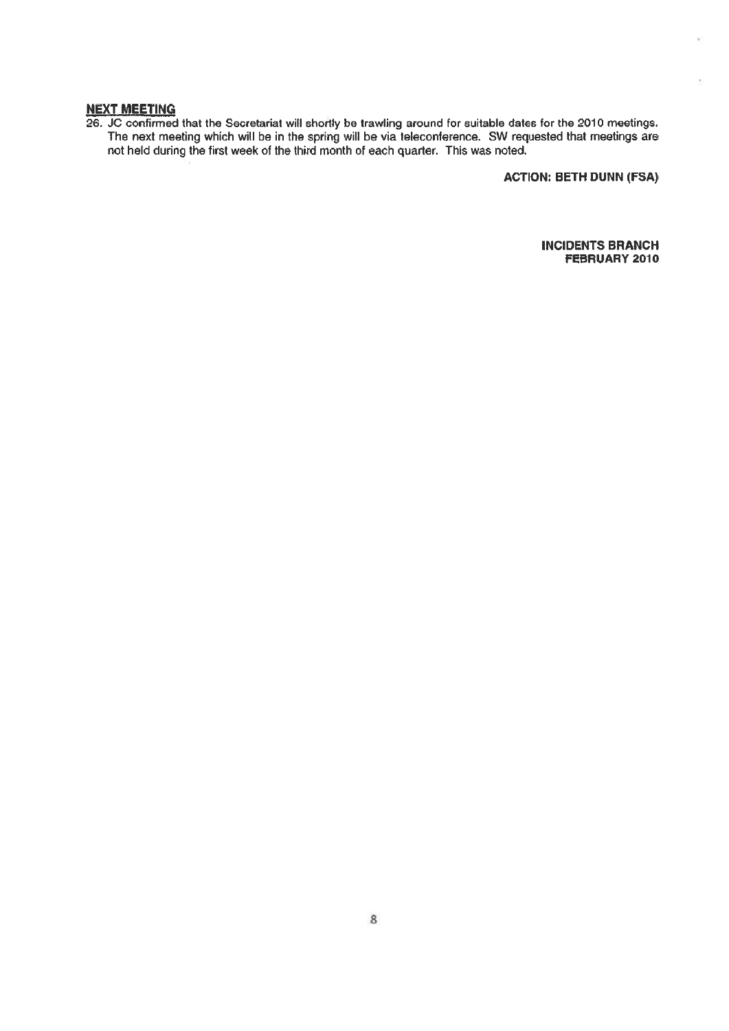## NEXT MEETING

26. JC confirmed that the Secretariat will shortly be trawling around for suitable dates for the 2010 meetings. The next meeting which will be in the spring will be via teleconference. SW requested that meetings are not held during the first week of the third month of each quarter. This was noted.

**ACTION: BETH DUNN (FSA)**

**INCIDENTS BRANCH**
**FEBRUARY 2010**